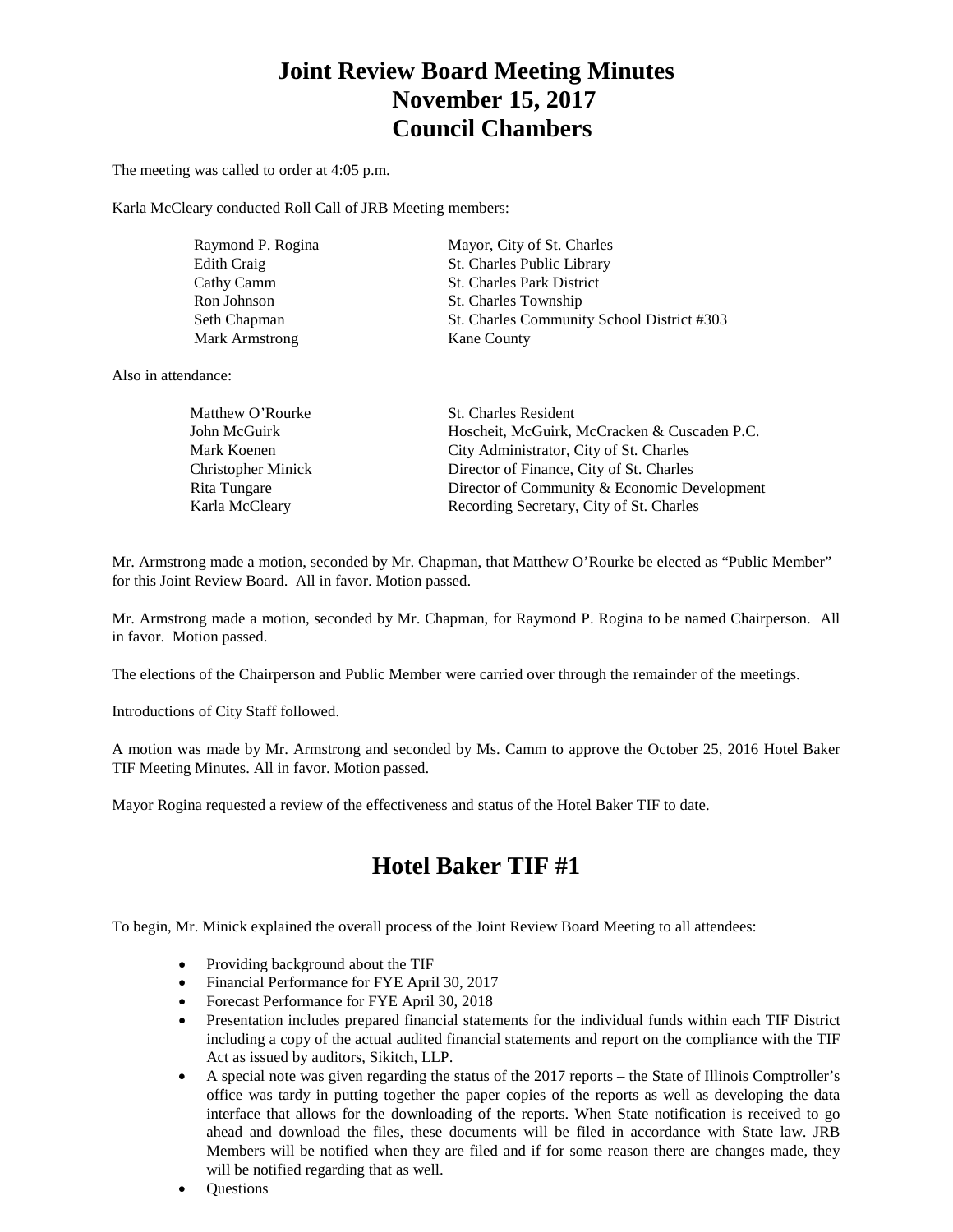# Joint Review Board Meeting Minutes
# November 15, 2017
# Council Chambers

The meeting was called to order at 4:05 p.m.

Karla McCleary conducted Roll Call of JRB Meeting members:

| | |
|---|---|
| Raymond P. Rogina | Mayor, City of St. Charles |
| Edith Craig | St. Charles Public Library |
| Cathy Camm | St. Charles Park District |
| Ron Johnson | St. Charles Township |
| Seth Chapman | St. Charles Community School District #303 |
| Mark Armstrong | Kane County |

Also in attendance:

| | |
|---|---|
| Matthew O'Rourke | St. Charles Resident |
| John McGuirk | Hoscheit, McGuirk, McCracken & Cuscaden P.C. |
| Mark Koenen | City Administrator, City of St. Charles |
| Christopher Minick | Director of Finance, City of St. Charles |
| Rita Tungare | Director of Community & Economic Development |
| Karla McCleary | Recording Secretary, City of St. Charles |

Mr. Armstrong made a motion, seconded by Mr. Chapman, that Matthew O'Rourke be elected as "Public Member" for this Joint Review Board. All in favor. Motion passed.

Mr. Armstrong made a motion, seconded by Mr. Chapman, for Raymond P. Rogina to be named Chairperson. All in favor. Motion passed.

The elections of the Chairperson and Public Member were carried over through the remainder of the meetings.

Introductions of City Staff followed.

A motion was made by Mr. Armstrong and seconded by Ms. Camm to approve the October 25, 2016 Hotel Baker TIF Meeting Minutes. All in favor. Motion passed.

Mayor Rogina requested a review of the effectiveness and status of the Hotel Baker TIF to date.

## Hotel Baker TIF #1

To begin, Mr. Minick explained the overall process of the Joint Review Board Meeting to all attendees:

- Providing background about the TIF
- Financial Performance for FYE April 30, 2017
- Forecast Performance for FYE April 30, 2018
- Presentation includes prepared financial statements for the individual funds within each TIF District including a copy of the actual audited financial statements and report on the compliance with the TIF Act as issued by auditors, Sikitch, LLP.
- A special note was given regarding the status of the 2017 reports – the State of Illinois Comptroller's office was tardy in putting together the paper copies of the reports as well as developing the data interface that allows for the downloading of the reports. When State notification is received to go ahead and download the files, these documents will be filed in accordance with State law. JRB Members will be notified when they are filed and if for some reason there are changes made, they will be notified regarding that as well.
- Questions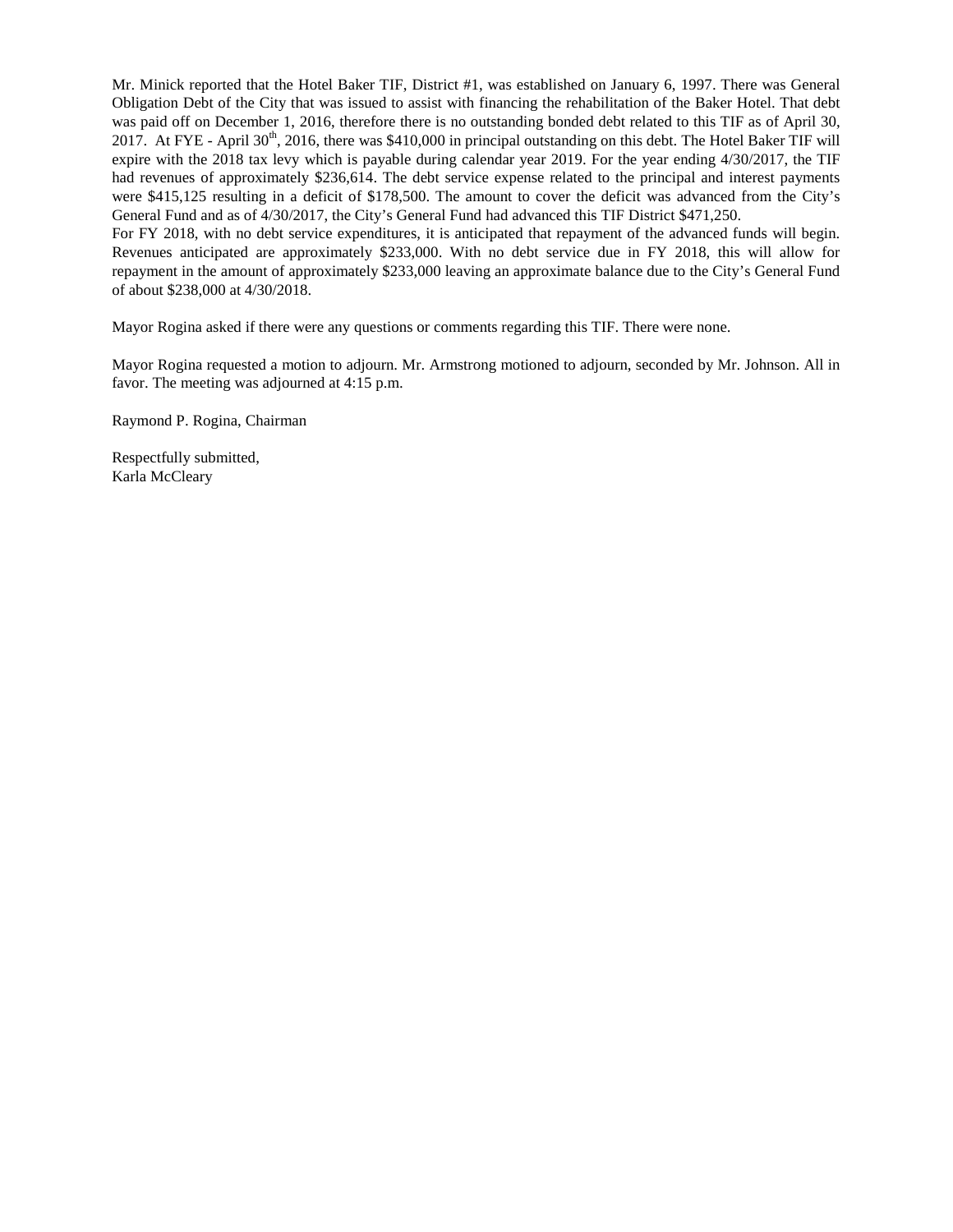Mr. Minick reported that the Hotel Baker TIF, District #1, was established on January 6, 1997. There was General Obligation Debt of the City that was issued to assist with financing the rehabilitation of the Baker Hotel. That debt was paid off on December 1, 2016, therefore there is no outstanding bonded debt related to this TIF as of April 30, 2017. At FYE - April 30th, 2016, there was $410,000 in principal outstanding on this debt. The Hotel Baker TIF will expire with the 2018 tax levy which is payable during calendar year 2019. For the year ending 4/30/2017, the TIF had revenues of approximately $236,614. The debt service expense related to the principal and interest payments were $415,125 resulting in a deficit of $178,500. The amount to cover the deficit was advanced from the City's General Fund and as of 4/30/2017, the City's General Fund had advanced this TIF District $471,250.

For FY 2018, with no debt service expenditures, it is anticipated that repayment of the advanced funds will begin. Revenues anticipated are approximately $233,000. With no debt service due in FY 2018, this will allow for repayment in the amount of approximately $233,000 leaving an approximate balance due to the City's General Fund of about $238,000 at 4/30/2018.

Mayor Rogina asked if there were any questions or comments regarding this TIF. There were none.

Mayor Rogina requested a motion to adjourn. Mr. Armstrong motioned to adjourn, seconded by Mr. Johnson. All in favor. The meeting was adjourned at 4:15 p.m.

Raymond P. Rogina, Chairman

Respectfully submitted,  
Karla McCleary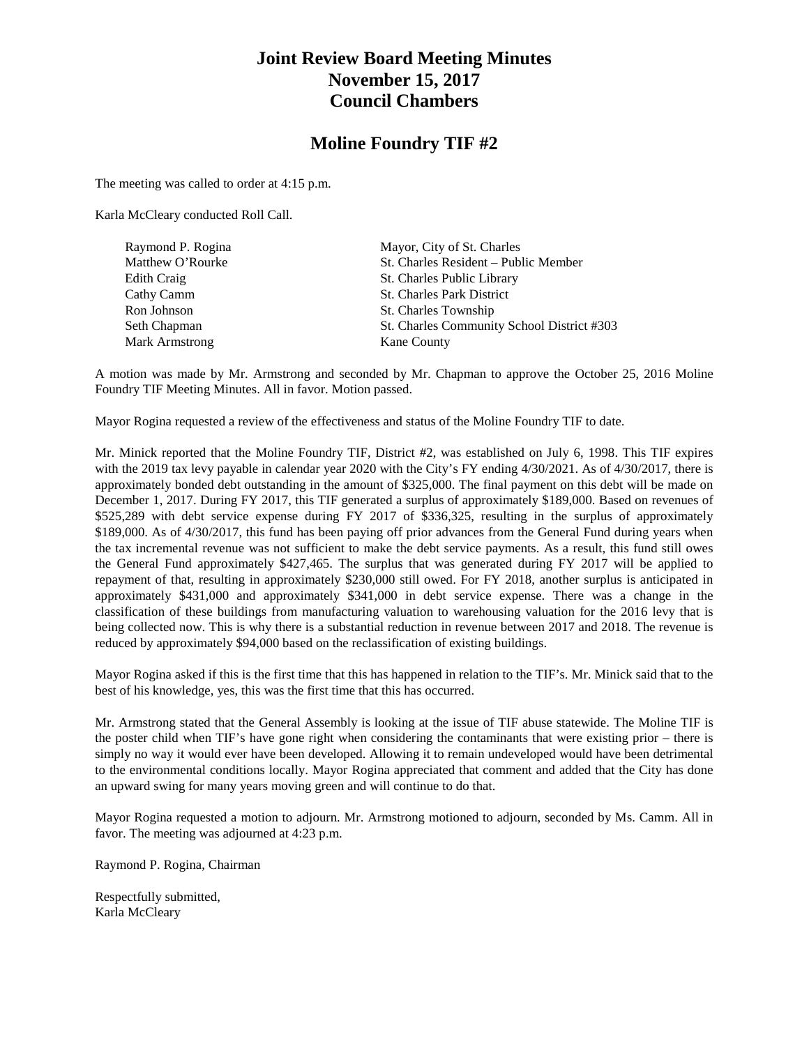# Joint Review Board Meeting Minutes
# November 15, 2017
# Council Chambers

## Moline Foundry TIF #2

The meeting was called to order at 4:15 p.m.

Karla McCleary conducted Roll Call.

| | |
|---|---|
| Raymond P. Rogina | Mayor, City of St. Charles |
| Matthew O'Rourke | St. Charles Resident – Public Member |
| Edith Craig | St. Charles Public Library |
| Cathy Camm | St. Charles Park District |
| Ron Johnson | St. Charles Township |
| Seth Chapman | St. Charles Community School District #303 |
| Mark Armstrong | Kane County |

A motion was made by Mr. Armstrong and seconded by Mr. Chapman to approve the October 25, 2016 Moline Foundry TIF Meeting Minutes. All in favor. Motion passed.

Mayor Rogina requested a review of the effectiveness and status of the Moline Foundry TIF to date.

Mr. Minick reported that the Moline Foundry TIF, District #2, was established on July 6, 1998. This TIF expires with the 2019 tax levy payable in calendar year 2020 with the City's FY ending 4/30/2021. As of 4/30/2017, there is approximately bonded debt outstanding in the amount of $325,000. The final payment on this debt will be made on December 1, 2017. During FY 2017, this TIF generated a surplus of approximately $189,000. Based on revenues of $525,289 with debt service expense during FY 2017 of $336,325, resulting in the surplus of approximately $189,000. As of 4/30/2017, this fund has been paying off prior advances from the General Fund during years when the tax incremental revenue was not sufficient to make the debt service payments. As a result, this fund still owes the General Fund approximately $427,465. The surplus that was generated during FY 2017 will be applied to repayment of that, resulting in approximately $230,000 still owed. For FY 2018, another surplus is anticipated in approximately $431,000 and approximately $341,000 in debt service expense. There was a change in the classification of these buildings from manufacturing valuation to warehousing valuation for the 2016 levy that is being collected now. This is why there is a substantial reduction in revenue between 2017 and 2018. The revenue is reduced by approximately $94,000 based on the reclassification of existing buildings.

Mayor Rogina asked if this is the first time that this has happened in relation to the TIF's. Mr. Minick said that to the best of his knowledge, yes, this was the first time that this has occurred.

Mr. Armstrong stated that the General Assembly is looking at the issue of TIF abuse statewide. The Moline TIF is the poster child when TIF's have gone right when considering the contaminants that were existing prior – there is simply no way it would ever have been developed. Allowing it to remain undeveloped would have been detrimental to the environmental conditions locally. Mayor Rogina appreciated that comment and added that the City has done an upward swing for many years moving green and will continue to do that.

Mayor Rogina requested a motion to adjourn. Mr. Armstrong motioned to adjourn, seconded by Ms. Camm. All in favor. The meeting was adjourned at 4:23 p.m.

Raymond P. Rogina, Chairman

Respectfully submitted,
Karla McCleary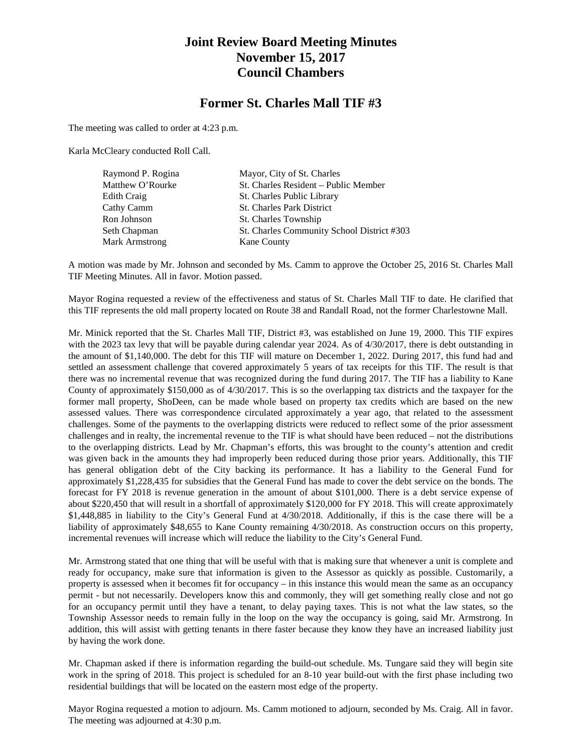# Joint Review Board Meeting Minutes
# November 15, 2017
# Council Chambers

## Former St. Charles Mall TIF #3

The meeting was called to order at 4:23 p.m.

Karla McCleary conducted Roll Call.

| | |
|---|---|
| Raymond P. Rogina | Mayor, City of St. Charles |
| Matthew O'Rourke | St. Charles Resident – Public Member |
| Edith Craig | St. Charles Public Library |
| Cathy Camm | St. Charles Park District |
| Ron Johnson | St. Charles Township |
| Seth Chapman | St. Charles Community School District #303 |
| Mark Armstrong | Kane County |

A motion was made by Mr. Johnson and seconded by Ms. Camm to approve the October 25, 2016 St. Charles Mall TIF Meeting Minutes. All in favor. Motion passed.

Mayor Rogina requested a review of the effectiveness and status of St. Charles Mall TIF to date. He clarified that this TIF represents the old mall property located on Route 38 and Randall Road, not the former Charlestowne Mall.

Mr. Minick reported that the St. Charles Mall TIF, District #3, was established on June 19, 2000. This TIF expires with the 2023 tax levy that will be payable during calendar year 2024. As of 4/30/2017, there is debt outstanding in the amount of $1,140,000. The debt for this TIF will mature on December 1, 2022. During 2017, this fund had and settled an assessment challenge that covered approximately 5 years of tax receipts for this TIF. The result is that there was no incremental revenue that was recognized during the fund during 2017. The TIF has a liability to Kane County of approximately $150,000 as of 4/30/2017. This is so the overlapping tax districts and the taxpayer for the former mall property, ShoDeen, can be made whole based on property tax credits which are based on the new assessed values. There was correspondence circulated approximately a year ago, that related to the assessment challenges. Some of the payments to the overlapping districts were reduced to reflect some of the prior assessment challenges and in realty, the incremental revenue to the TIF is what should have been reduced – not the distributions to the overlapping districts. Lead by Mr. Chapman's efforts, this was brought to the county's attention and credit was given back in the amounts they had improperly been reduced during those prior years. Additionally, this TIF has general obligation debt of the City backing its performance. It has a liability to the General Fund for approximately $1,228,435 for subsidies that the General Fund has made to cover the debt service on the bonds. The forecast for FY 2018 is revenue generation in the amount of about $101,000. There is a debt service expense of about $220,450 that will result in a shortfall of approximately $120,000 for FY 2018. This will create approximately $1,448,885 in liability to the City's General Fund at 4/30/2018. Additionally, if this is the case there will be a liability of approximately $48,655 to Kane County remaining 4/30/2018. As construction occurs on this property, incremental revenues will increase which will reduce the liability to the City's General Fund.

Mr. Armstrong stated that one thing that will be useful with that is making sure that whenever a unit is complete and ready for occupancy, make sure that information is given to the Assessor as quickly as possible. Customarily, a property is assessed when it becomes fit for occupancy – in this instance this would mean the same as an occupancy permit - but not necessarily. Developers know this and commonly, they will get something really close and not go for an occupancy permit until they have a tenant, to delay paying taxes. This is not what the law states, so the Township Assessor needs to remain fully in the loop on the way the occupancy is going, said Mr. Armstrong. In addition, this will assist with getting tenants in there faster because they know they have an increased liability just by having the work done.

Mr. Chapman asked if there is information regarding the build-out schedule. Ms. Tungare said they will begin site work in the spring of 2018. This project is scheduled for an 8-10 year build-out with the first phase including two residential buildings that will be located on the eastern most edge of the property.

Mayor Rogina requested a motion to adjourn. Ms. Camm motioned to adjourn, seconded by Ms. Craig. All in favor. The meeting was adjourned at 4:30 p.m.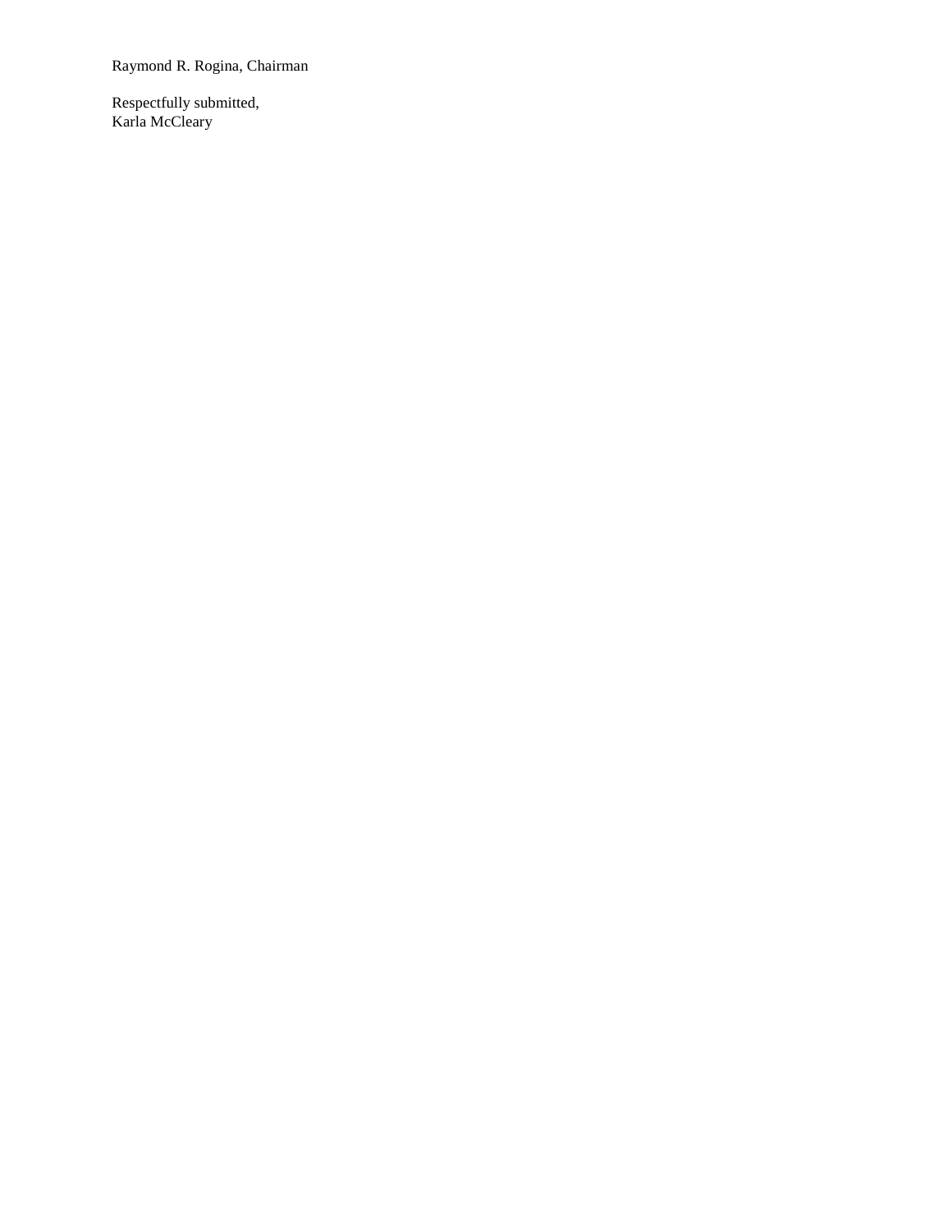Raymond R. Rogina, Chairman

Respectfully submitted,
Karla McCleary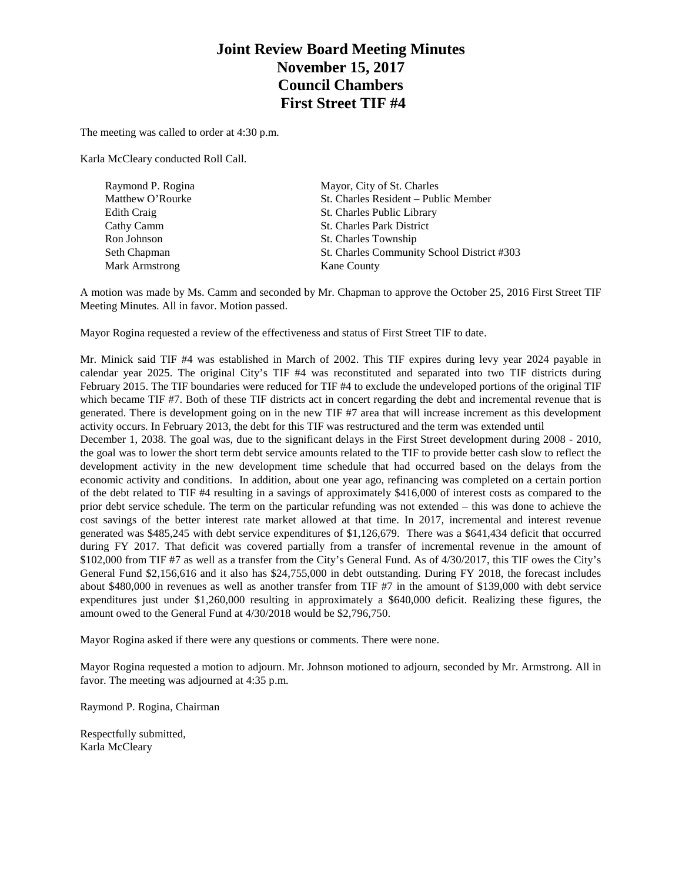# Joint Review Board Meeting Minutes
# November 15, 2017
# Council Chambers
# First Street TIF #4

The meeting was called to order at 4:30 p.m.

Karla McCleary conducted Roll Call.

| | |
|---|---|
| Raymond P. Rogina | Mayor, City of St. Charles |
| Matthew O'Rourke | St. Charles Resident – Public Member |
| Edith Craig | St. Charles Public Library |
| Cathy Camm | St. Charles Park District |
| Ron Johnson | St. Charles Township |
| Seth Chapman | St. Charles Community School District #303 |
| Mark Armstrong | Kane County |

A motion was made by Ms. Camm and seconded by Mr. Chapman to approve the October 25, 2016 First Street TIF Meeting Minutes. All in favor. Motion passed.

Mayor Rogina requested a review of the effectiveness and status of First Street TIF to date.

Mr. Minick said TIF #4 was established in March of 2002. This TIF expires during levy year 2024 payable in calendar year 2025. The original City's TIF #4 was reconstituted and separated into two TIF districts during February 2015. The TIF boundaries were reduced for TIF #4 to exclude the undeveloped portions of the original TIF which became TIF #7. Both of these TIF districts act in concert regarding the debt and incremental revenue that is generated. There is development going on in the new TIF #7 area that will increase increment as this development activity occurs. In February 2013, the debt for this TIF was restructured and the term was extended until December 1, 2038. The goal was, due to the significant delays in the First Street development during 2008 - 2010, the goal was to lower the short term debt service amounts related to the TIF to provide better cash slow to reflect the development activity in the new development time schedule that had occurred based on the delays from the economic activity and conditions. In addition, about one year ago, refinancing was completed on a certain portion of the debt related to TIF #4 resulting in a savings of approximately $416,000 of interest costs as compared to the prior debt service schedule. The term on the particular refunding was not extended – this was done to achieve the cost savings of the better interest rate market allowed at that time. In 2017, incremental and interest revenue generated was $485,245 with debt service expenditures of $1,126,679. There was a $641,434 deficit that occurred during FY 2017. That deficit was covered partially from a transfer of incremental revenue in the amount of $102,000 from TIF #7 as well as a transfer from the City's General Fund. As of 4/30/2017, this TIF owes the City's General Fund $2,156,616 and it also has $24,755,000 in debt outstanding. During FY 2018, the forecast includes about $480,000 in revenues as well as another transfer from TIF #7 in the amount of $139,000 with debt service expenditures just under $1,260,000 resulting in approximately a $640,000 deficit. Realizing these figures, the amount owed to the General Fund at 4/30/2018 would be $2,796,750.

Mayor Rogina asked if there were any questions or comments. There were none.

Mayor Rogina requested a motion to adjourn. Mr. Johnson motioned to adjourn, seconded by Mr. Armstrong. All in favor. The meeting was adjourned at 4:35 p.m.

Raymond P. Rogina, Chairman

Respectfully submitted,
Karla McCleary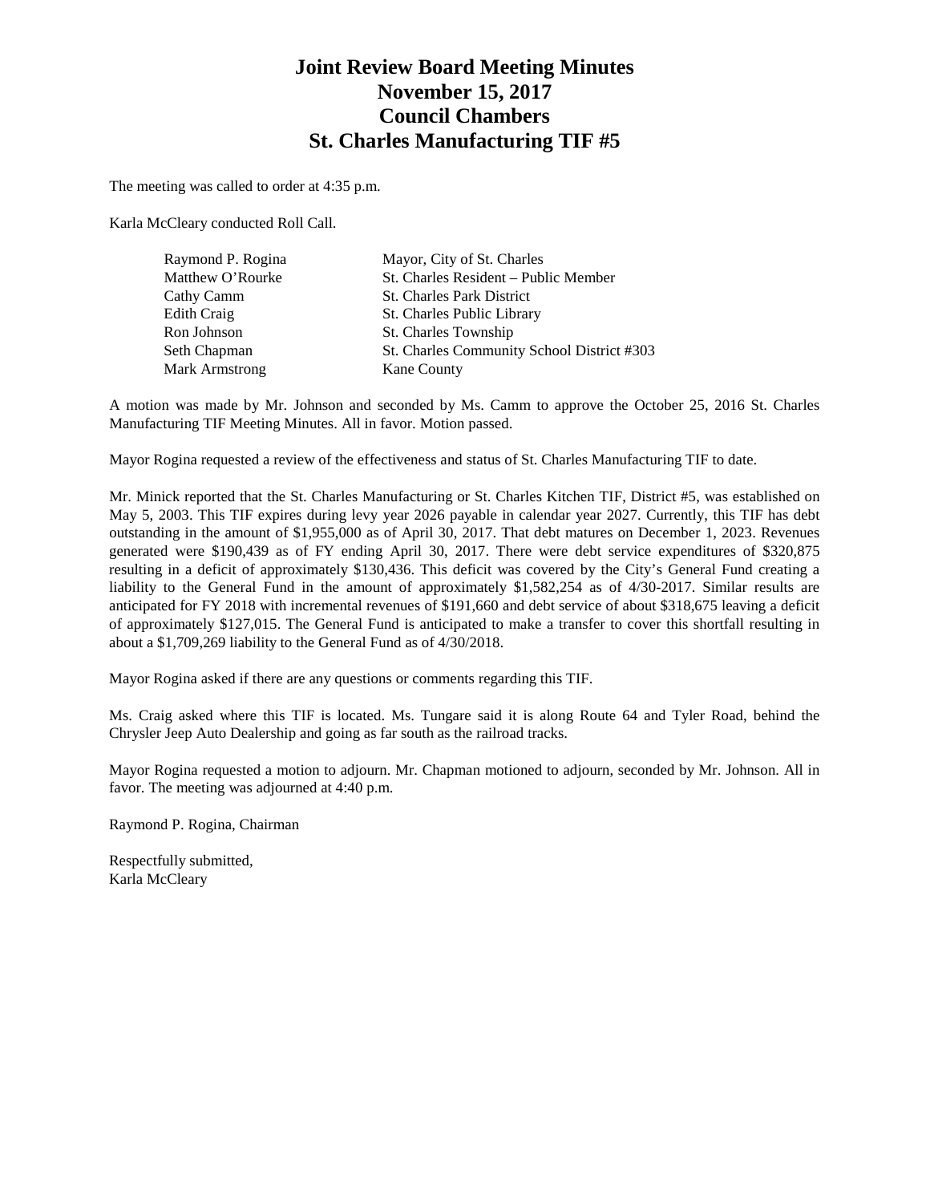# Joint Review Board Meeting Minutes
# November 15, 2017
# Council Chambers
# St. Charles Manufacturing TIF #5

The meeting was called to order at 4:35 p.m.

Karla McCleary conducted Roll Call.

| | |
|---|---|
| Raymond P. Rogina | Mayor, City of St. Charles |
| Matthew O'Rourke | St. Charles Resident – Public Member |
| Cathy Camm | St. Charles Park District |
| Edith Craig | St. Charles Public Library |
| Ron Johnson | St. Charles Township |
| Seth Chapman | St. Charles Community School District #303 |
| Mark Armstrong | Kane County |

A motion was made by Mr. Johnson and seconded by Ms. Camm to approve the October 25, 2016 St. Charles Manufacturing TIF Meeting Minutes. All in favor. Motion passed.

Mayor Rogina requested a review of the effectiveness and status of St. Charles Manufacturing TIF to date.

Mr. Minick reported that the St. Charles Manufacturing or St. Charles Kitchen TIF, District #5, was established on May 5, 2003. This TIF expires during levy year 2026 payable in calendar year 2027. Currently, this TIF has debt outstanding in the amount of $1,955,000 as of April 30, 2017. That debt matures on December 1, 2023. Revenues generated were $190,439 as of FY ending April 30, 2017. There were debt service expenditures of $320,875 resulting in a deficit of approximately $130,436. This deficit was covered by the City's General Fund creating a liability to the General Fund in the amount of approximately $1,582,254 as of 4/30-2017. Similar results are anticipated for FY 2018 with incremental revenues of $191,660 and debt service of about $318,675 leaving a deficit of approximately $127,015. The General Fund is anticipated to make a transfer to cover this shortfall resulting in about a $1,709,269 liability to the General Fund as of 4/30/2018.

Mayor Rogina asked if there are any questions or comments regarding this TIF.

Ms. Craig asked where this TIF is located. Ms. Tungare said it is along Route 64 and Tyler Road, behind the Chrysler Jeep Auto Dealership and going as far south as the railroad tracks.

Mayor Rogina requested a motion to adjourn. Mr. Chapman motioned to adjourn, seconded by Mr. Johnson. All in favor. The meeting was adjourned at 4:40 p.m.

Raymond P. Rogina, Chairman

Respectfully submitted,
Karla McCleary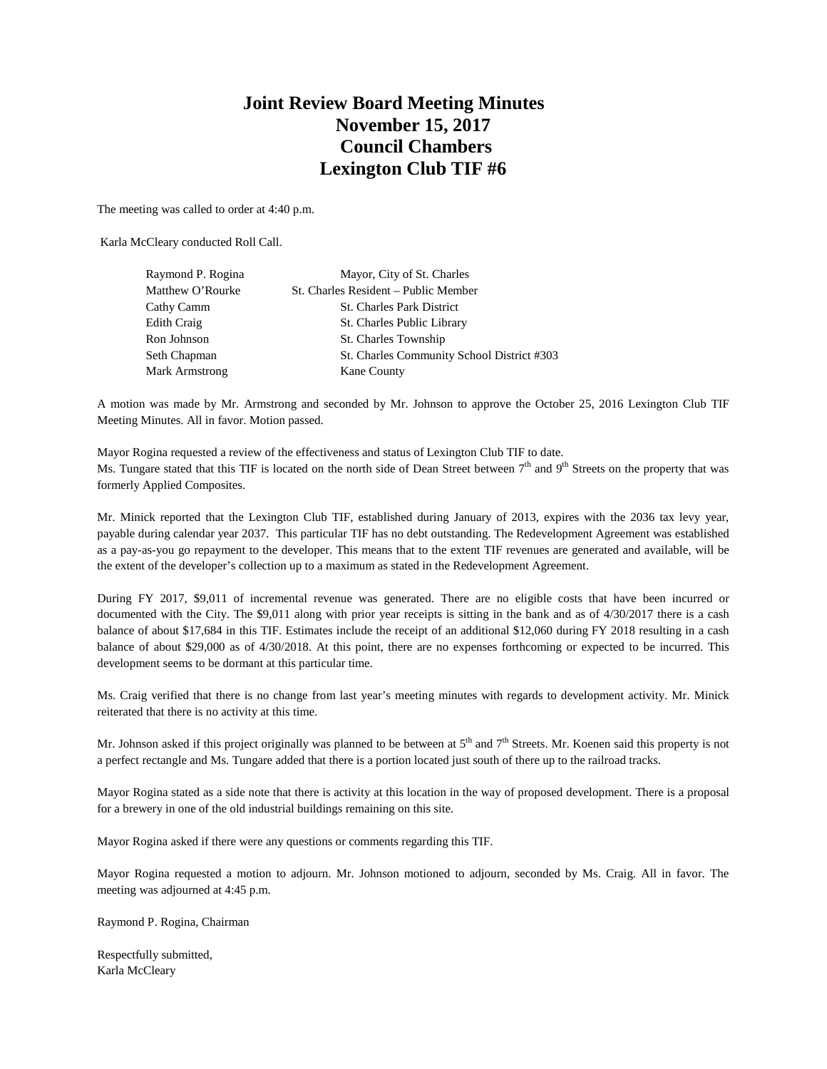# Joint Review Board Meeting Minutes
## November 15, 2017
## Council Chambers
## Lexington Club TIF #6

The meeting was called to order at 4:40 p.m.

Karla McCleary conducted Roll Call.

| | |
|---|---|
| Raymond P. Rogina | Mayor, City of St. Charles |
| Matthew O'Rourke | St. Charles Resident – Public Member |
| Cathy Camm | St. Charles Park District |
| Edith Craig | St. Charles Public Library |
| Ron Johnson | St. Charles Township |
| Seth Chapman | St. Charles Community School District #303 |
| Mark Armstrong | Kane County |

A motion was made by Mr. Armstrong and seconded by Mr. Johnson to approve the October 25, 2016 Lexington Club TIF Meeting Minutes. All in favor. Motion passed.

Mayor Rogina requested a review of the effectiveness and status of Lexington Club TIF to date.
Ms. Tungare stated that this TIF is located on the north side of Dean Street between 7th and 9th Streets on the property that was formerly Applied Composites.

Mr. Minick reported that the Lexington Club TIF, established during January of 2013, expires with the 2036 tax levy year, payable during calendar year 2037. This particular TIF has no debt outstanding. The Redevelopment Agreement was established as a pay-as-you go repayment to the developer. This means that to the extent TIF revenues are generated and available, will be the extent of the developer's collection up to a maximum as stated in the Redevelopment Agreement.

During FY 2017, $9,011 of incremental revenue was generated. There are no eligible costs that have been incurred or documented with the City. The $9,011 along with prior year receipts is sitting in the bank and as of 4/30/2017 there is a cash balance of about $17,684 in this TIF. Estimates include the receipt of an additional $12,060 during FY 2018 resulting in a cash balance of about $29,000 as of 4/30/2018. At this point, there are no expenses forthcoming or expected to be incurred. This development seems to be dormant at this particular time.

Ms. Craig verified that there is no change from last year's meeting minutes with regards to development activity. Mr. Minick reiterated that there is no activity at this time.

Mr. Johnson asked if this project originally was planned to be between at 5th and 7th Streets. Mr. Koenen said this property is not a perfect rectangle and Ms. Tungare added that there is a portion located just south of there up to the railroad tracks.

Mayor Rogina stated as a side note that there is activity at this location in the way of proposed development. There is a proposal for a brewery in one of the old industrial buildings remaining on this site.

Mayor Rogina asked if there were any questions or comments regarding this TIF.

Mayor Rogina requested a motion to adjourn. Mr. Johnson motioned to adjourn, seconded by Ms. Craig. All in favor. The meeting was adjourned at 4:45 p.m.

Raymond P. Rogina, Chairman

Respectfully submitted,
Karla McCleary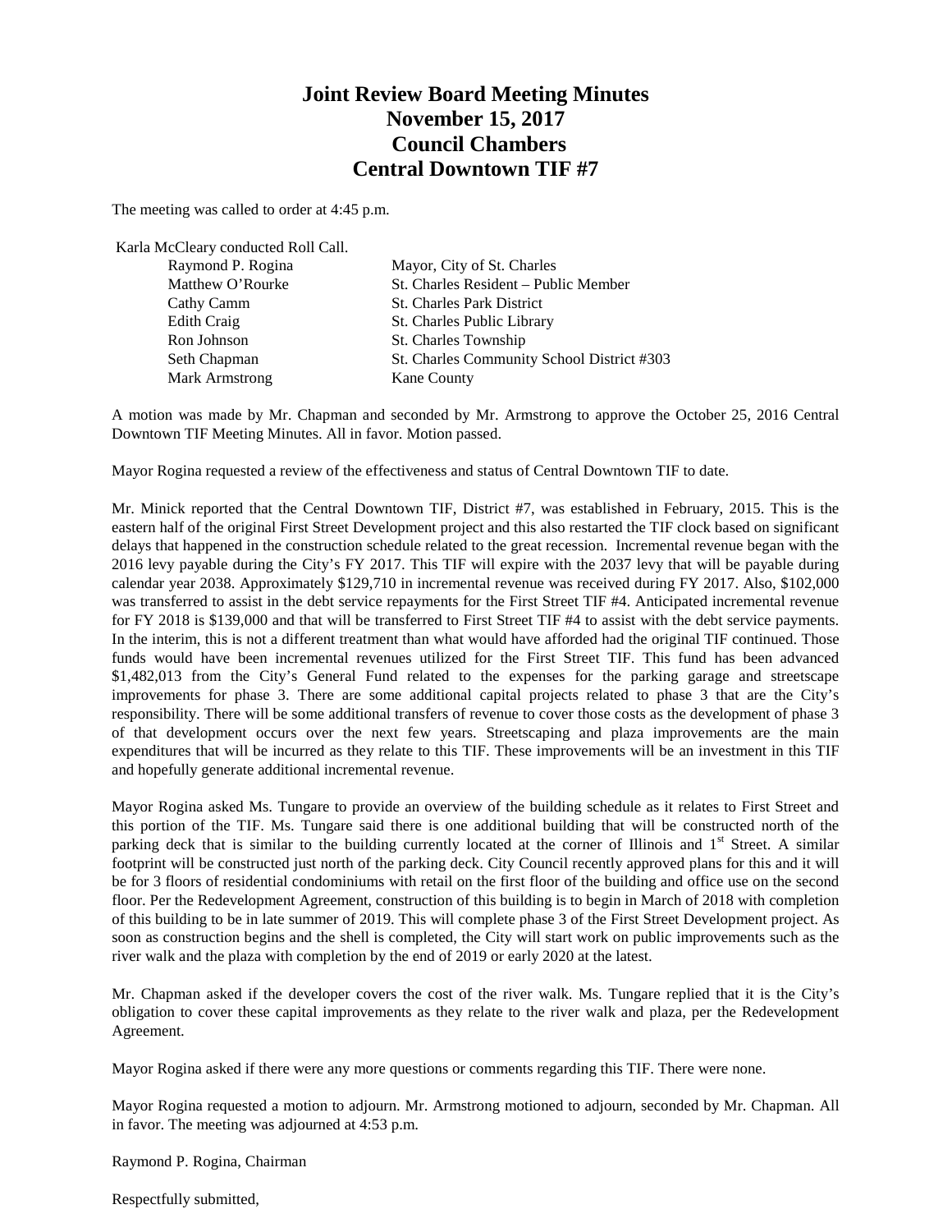# Joint Review Board Meeting Minutes
# November 15, 2017
# Council Chambers
# Central Downtown TIF #7

The meeting was called to order at 4:45 p.m.

Karla McCleary conducted Roll Call.

| | |
|---|---|
| Raymond P. Rogina | Mayor, City of St. Charles |
| Matthew O'Rourke | St. Charles Resident – Public Member |
| Cathy Camm | St. Charles Park District |
| Edith Craig | St. Charles Public Library |
| Ron Johnson | St. Charles Township |
| Seth Chapman | St. Charles Community School District #303 |
| Mark Armstrong | Kane County |

A motion was made by Mr. Chapman and seconded by Mr. Armstrong to approve the October 25, 2016 Central Downtown TIF Meeting Minutes. All in favor. Motion passed.

Mayor Rogina requested a review of the effectiveness and status of Central Downtown TIF to date.

Mr. Minick reported that the Central Downtown TIF, District #7, was established in February, 2015. This is the eastern half of the original First Street Development project and this also restarted the TIF clock based on significant delays that happened in the construction schedule related to the great recession. Incremental revenue began with the 2016 levy payable during the City's FY 2017. This TIF will expire with the 2037 levy that will be payable during calendar year 2038. Approximately $129,710 in incremental revenue was received during FY 2017. Also, $102,000 was transferred to assist in the debt service repayments for the First Street TIF #4. Anticipated incremental revenue for FY 2018 is $139,000 and that will be transferred to First Street TIF #4 to assist with the debt service payments. In the interim, this is not a different treatment than what would have afforded had the original TIF continued. Those funds would have been incremental revenues utilized for the First Street TIF. This fund has been advanced $1,482,013 from the City's General Fund related to the expenses for the parking garage and streetscape improvements for phase 3. There are some additional capital projects related to phase 3 that are the City's responsibility. There will be some additional transfers of revenue to cover those costs as the development of phase 3 of that development occurs over the next few years. Streetscaping and plaza improvements are the main expenditures that will be incurred as they relate to this TIF. These improvements will be an investment in this TIF and hopefully generate additional incremental revenue.

Mayor Rogina asked Ms. Tungare to provide an overview of the building schedule as it relates to First Street and this portion of the TIF. Ms. Tungare said there is one additional building that will be constructed north of the parking deck that is similar to the building currently located at the corner of Illinois and 1st Street. A similar footprint will be constructed just north of the parking deck. City Council recently approved plans for this and it will be for 3 floors of residential condominiums with retail on the first floor of the building and office use on the second floor. Per the Redevelopment Agreement, construction of this building is to begin in March of 2018 with completion of this building to be in late summer of 2019. This will complete phase 3 of the First Street Development project. As soon as construction begins and the shell is completed, the City will start work on public improvements such as the river walk and the plaza with completion by the end of 2019 or early 2020 at the latest.

Mr. Chapman asked if the developer covers the cost of the river walk. Ms. Tungare replied that it is the City's obligation to cover these capital improvements as they relate to the river walk and plaza, per the Redevelopment Agreement.

Mayor Rogina asked if there were any more questions or comments regarding this TIF. There were none.

Mayor Rogina requested a motion to adjourn. Mr. Armstrong motioned to adjourn, seconded by Mr. Chapman. All in favor. The meeting was adjourned at 4:53 p.m.

Raymond P. Rogina, Chairman

Respectfully submitted,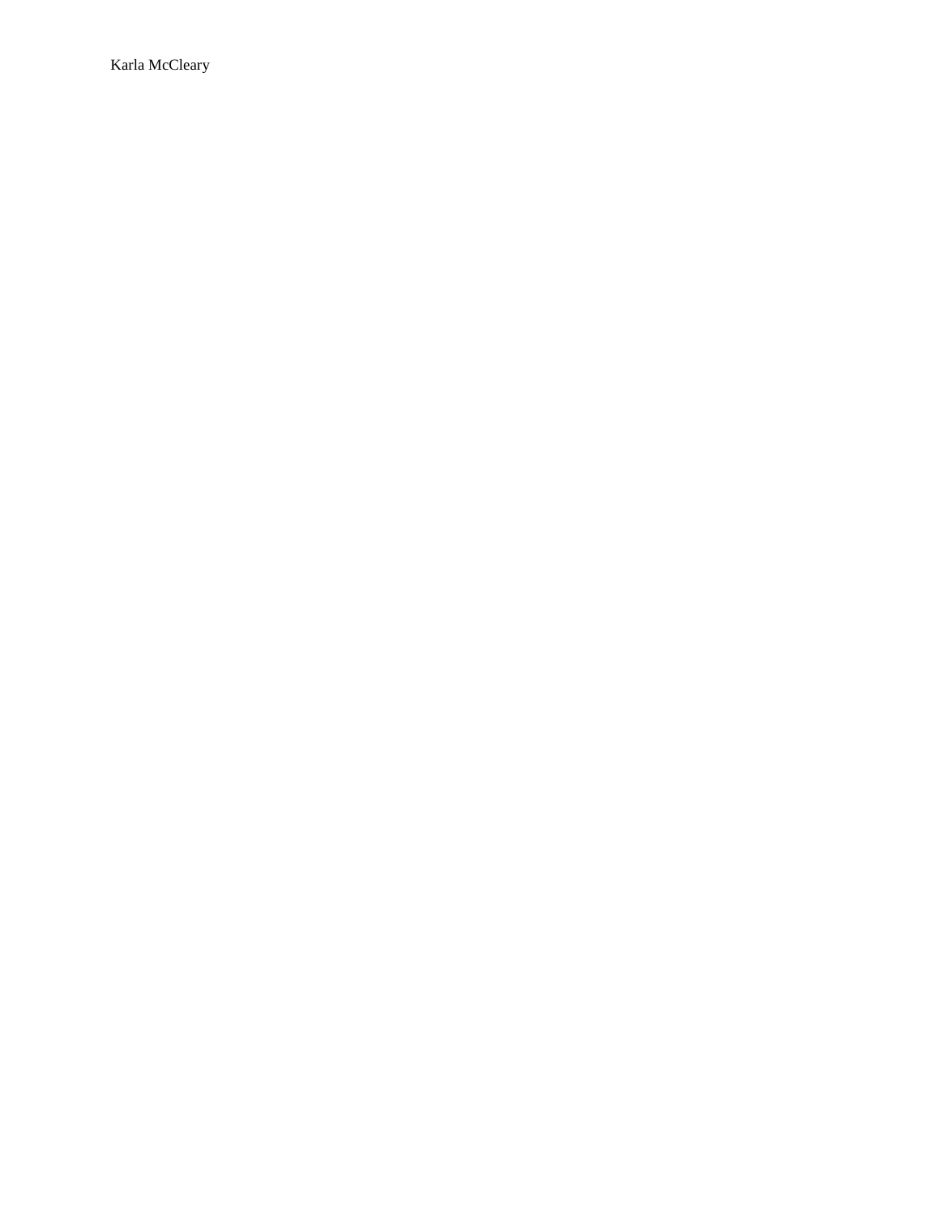Karla McCleary